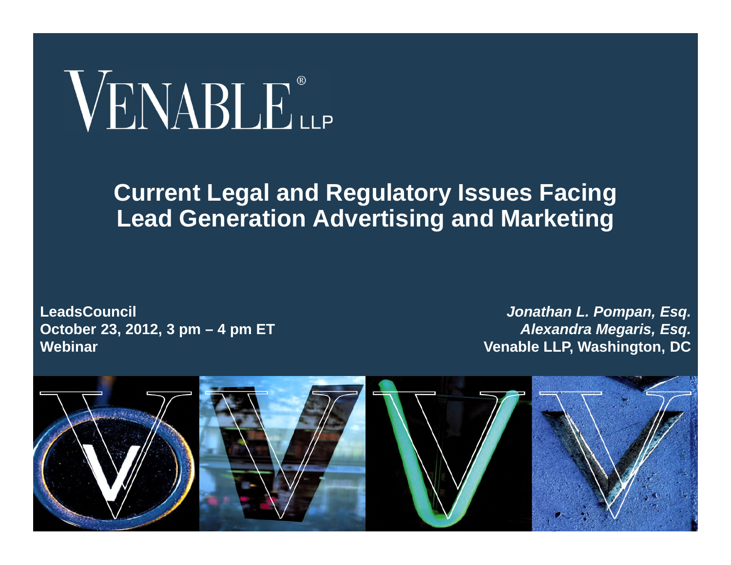VENABLE® LLP

# Current Legal and Regulatory Issues Facing Lead Generation Advertising and Marketing

**LeadsCouncil**
**October 23, 2012, 3 pm – 4 pm ET**
**Webinar**

***Jonathan L. Pompan, Esq.***
***Alexandra Megaris, Esq.***
**Venable LLP, Washington, DC**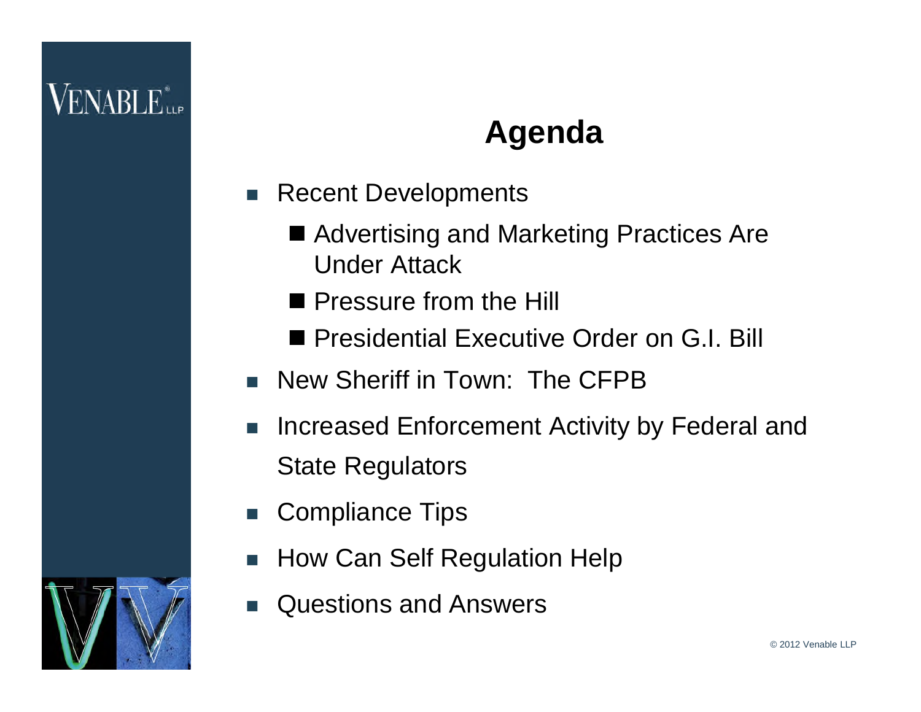# Agenda

- Recent Developments
  - Advertising and Marketing Practices Are Under Attack
  - Pressure from the Hill
  - Presidential Executive Order on G.I. Bill
- New Sheriff in Town: The CFPB
- Increased Enforcement Activity by Federal and State Regulators
- Compliance Tips
- How Can Self Regulation Help
- Questions and Answers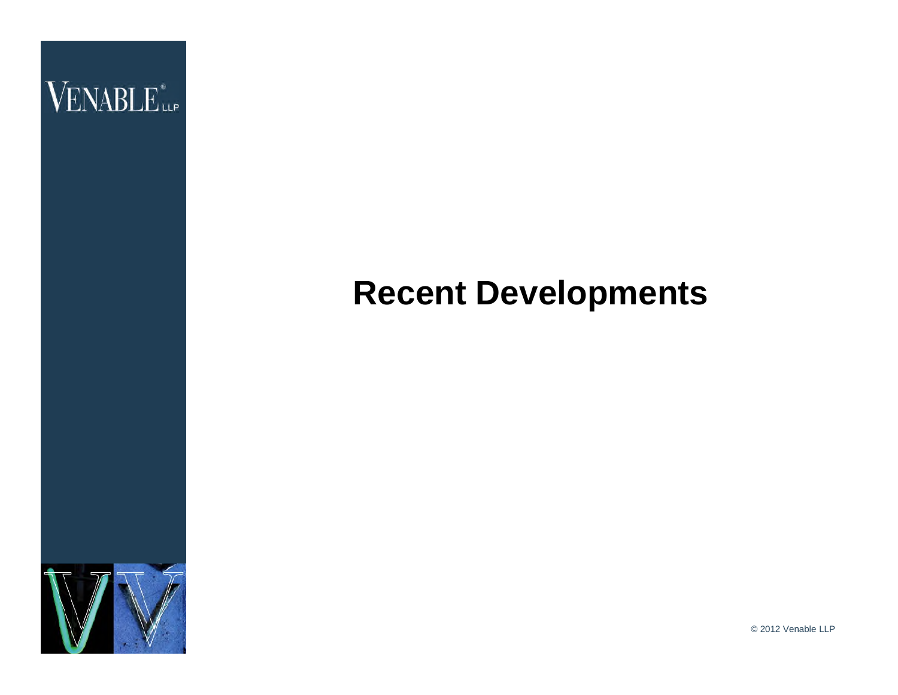# Recent Developments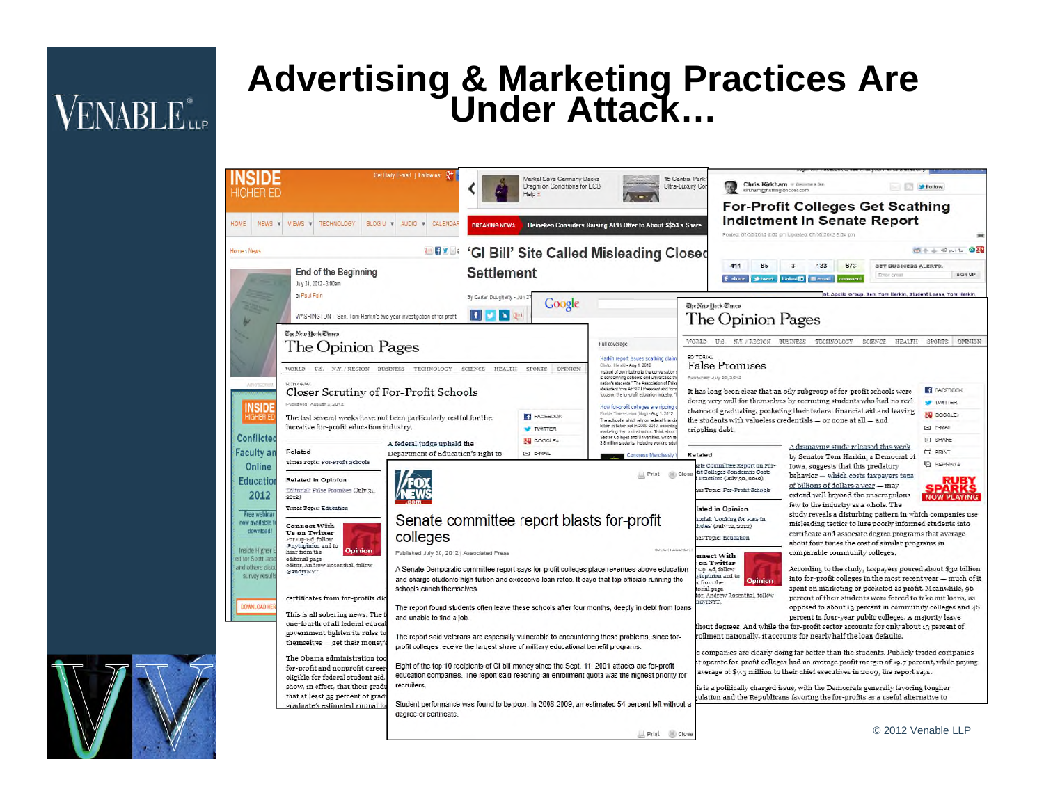# Advertising & Marketing Practices Are Under Attack…

INSIDE HIGHER ED

End of the Beginning

July 31, 2012 - 3:00am

By Paul Fain

WASHINGTON – Sen. Tom Harkin's two-year investigation of for-profit

'GI Bill' Site Called Misleading Closed Settlement

For-Profit Colleges Get Scathing Indictment In Senate Report

The New York Times — The Opinion Pages

EDITORIAL

Closer Scrutiny of For-Profit Schools

Published: August 2, 2012

The last several weeks have not been particularly restful for the lucrative for-profit education industry.

A federal judge upheld the Department of Education's right to

certificates from for-profits did

This is all sobering news. The one-fourth of all federal educat government tighten its rules to themselves — get their money

The Obama administration too for-profit and nonprofit career eligible for federal student aid, show, in effect, that their gradu that at least 35 percent of grad graduate's estimated annual in

FOX NEWS

Senate committee report blasts for-profit colleges

Published July 30, 2012 | Associated Press

A Senate Democratic committee report says for-profit colleges place revenues above education and charge students high tuition and excessive loan rates. It says that top officials running the schools enrich themselves.

The report found students often leave these schools after four months, deeply in debt from loans and unable to find a job.

The report said veterans are especially vulnerable to encountering these problems, since for-profit colleges receive the largest share of military educational benefit programs.

Eight of the top 10 recipients of GI bill money since the Sept. 11, 2001 attacks are for-profit education companies. The report said reaching an enrollment quota was the highest priority for recruiters.

Student performance was found to be poor. In 2008-2009, an estimated 54 percent left without a degree or certificate.

The New York Times — The Opinion Pages

EDITORIAL

False Promises

Published: July 30, 2012

It has long been clear that an oily subgroup of for-profit schools were doing very well for themselves by recruiting students who had no real chance of graduating, pocketing their federal financial aid and leaving the students with valueless credentials — or none at all — and crippling debt.

A dismaying study released this week by Senator Tom Harkin, a Democrat of Iowa, suggests that this predatory behavior — which costs taxpayers tens of billions of dollars a year — may extend well beyond the unscrupulous few to the industry as a whole. The study reveals a disturbing pattern in which companies use misleading tactics to lure poorly informed students into certificate and associate degree programs that average about four times the cost of similar programs in comparable community colleges.

According to the study, taxpayers poured about $32 billion into for-profit colleges in the most recent year — much of it spent on marketing or pocketed as profit. Meanwhile, 96 percent of their students were forced to take out loans, as opposed to about 13 percent in community colleges and 48 percent in four-year public colleges. A majority leave without degrees. And while the for-profit sector accounts for only about 13 percent of enrollment nationally, it accounts for nearly half the loan defaults.

The companies are clearly doing far better than the students. Publicly traded companies that operate for-profit schools had an average profit margin of 19.7 percent, while paying an average of $7.3 million to their chief executives in 2009, the report says.

This is a politically charged issue, with the Democrats generally favoring tougher regulation and the Republicans favoring the for-profits as a useful alternative to

© 2012 Venable LLP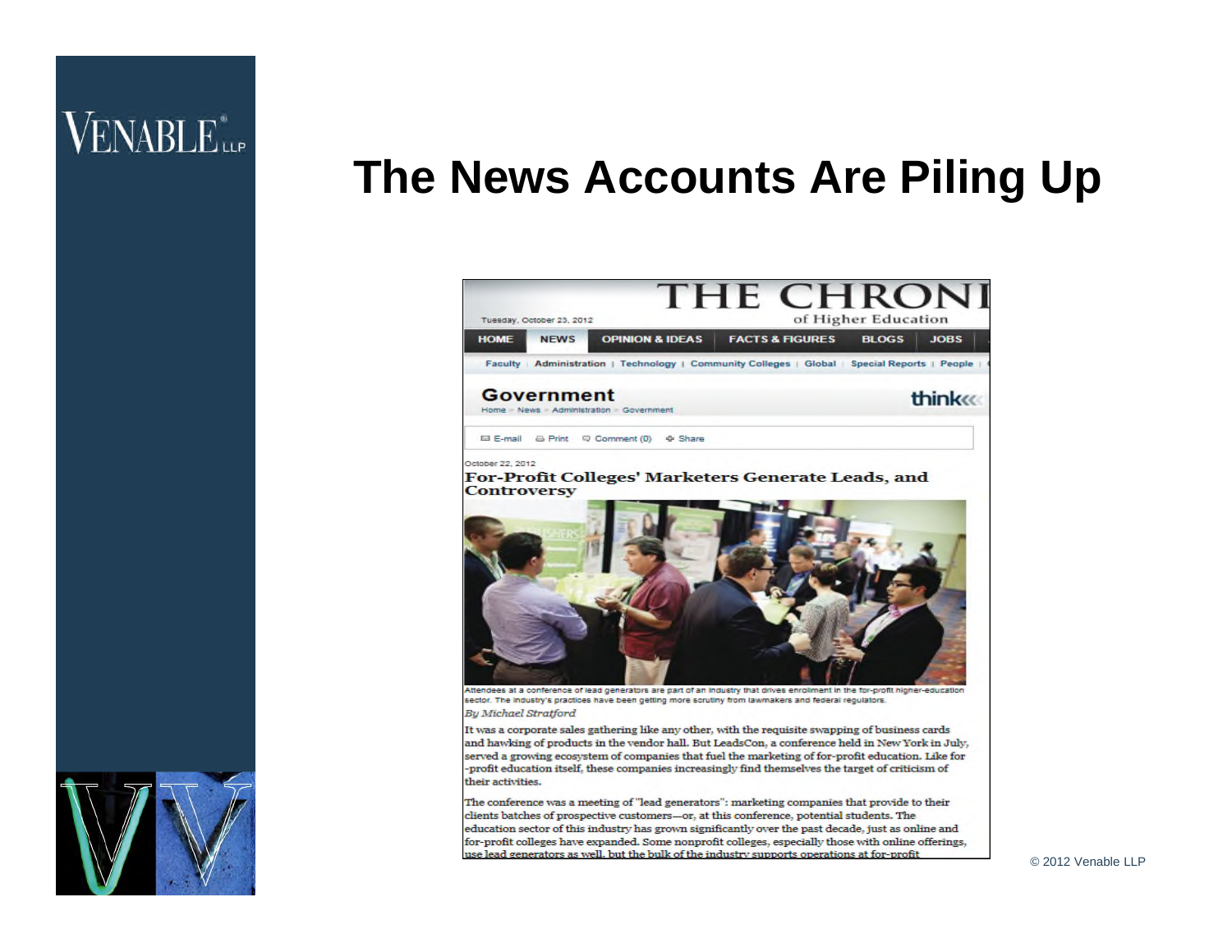# The News Accounts Are Piling Up

THE CHRONI
of Higher Education

Tuesday, October 23, 2012

HOME | NEWS | OPINION & IDEAS | FACTS & FIGURES | BLOGS | JOBS

Faculty | Administration | Technology | Community Colleges | Global | Special Reports | People

## Government

Home » News » Administration » Government

E-mail | Print | Comment (0) | Share

October 22, 2012

### For-Profit Colleges' Marketers Generate Leads, and Controversy

Attendees at a conference of lead generators are part of an industry that drives enrollment in the for-profit higher-education sector. The industry's practices have been getting more scrutiny from lawmakers and federal regulators.

*By Michael Stratford*

It was a corporate sales gathering like any other, with the requisite swapping of business cards and hawking of products in the vendor hall. But LeadsCon, a conference held in New York in July, served a growing ecosystem of companies that fuel the marketing of for-profit education. Like for-profit education itself, these companies increasingly find themselves the target of criticism of their activities.

The conference was a meeting of "lead generators": marketing companies that provide to their clients batches of prospective customers—or, at this conference, potential students. The education sector of this industry has grown significantly over the past decade, just as online and for-profit colleges have expanded. Some nonprofit colleges, especially those with online offerings, use lead generators as well, but the bulk of the industry supports operations at for-profit

© 2012 Venable LLP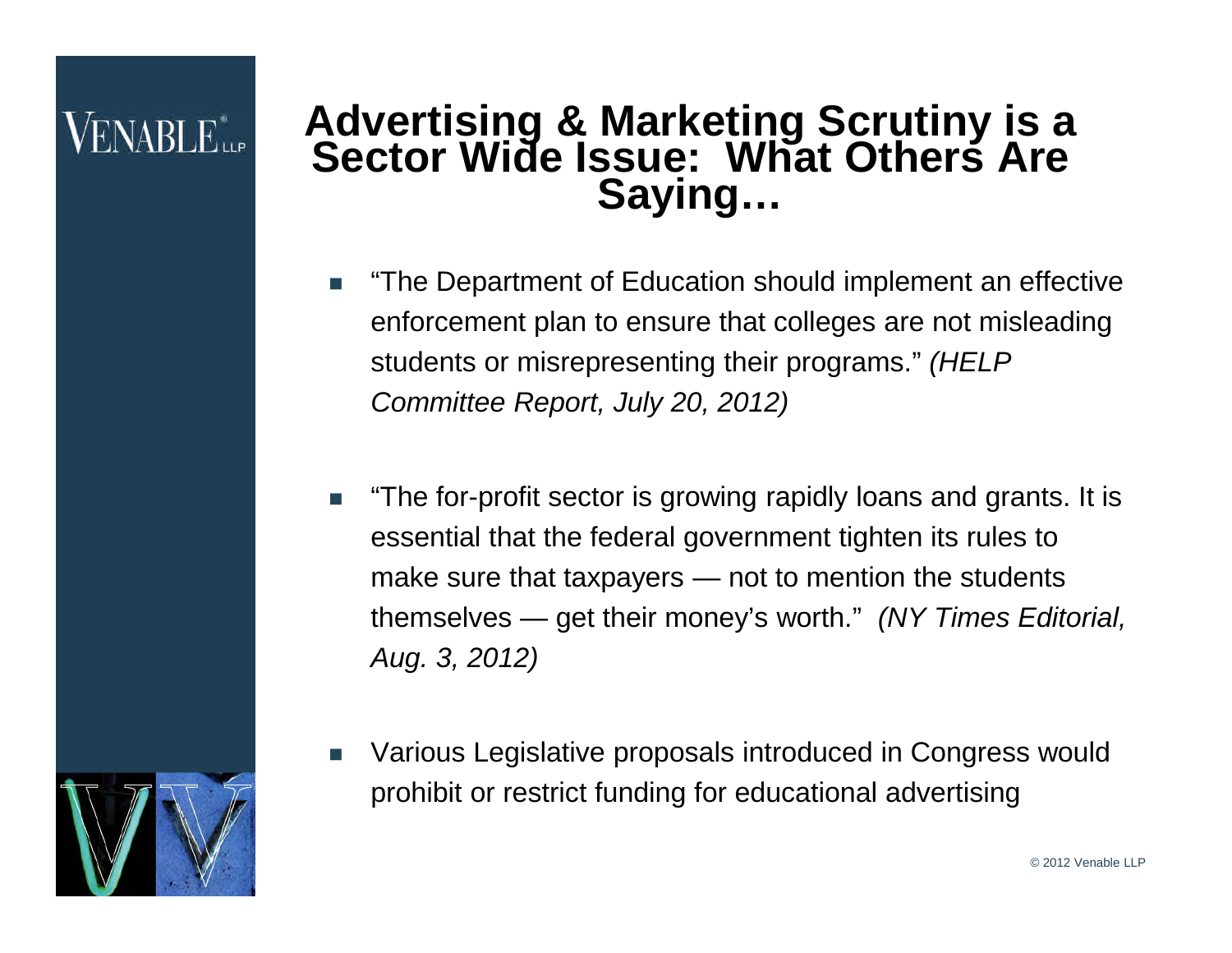# Advertising & Marketing Scrutiny is a Sector Wide Issue: What Others Are Saying…

- "The Department of Education should implement an effective enforcement plan to ensure that colleges are not misleading students or misrepresenting their programs." *(HELP Committee Report, July 20, 2012)*

- "The for-profit sector is growing rapidly loans and grants. It is essential that the federal government tighten its rules to make sure that taxpayers — not to mention the students themselves — get their money's worth." *(NY Times Editorial, Aug. 3, 2012)*

- Various Legislative proposals introduced in Congress would prohibit or restrict funding for educational advertising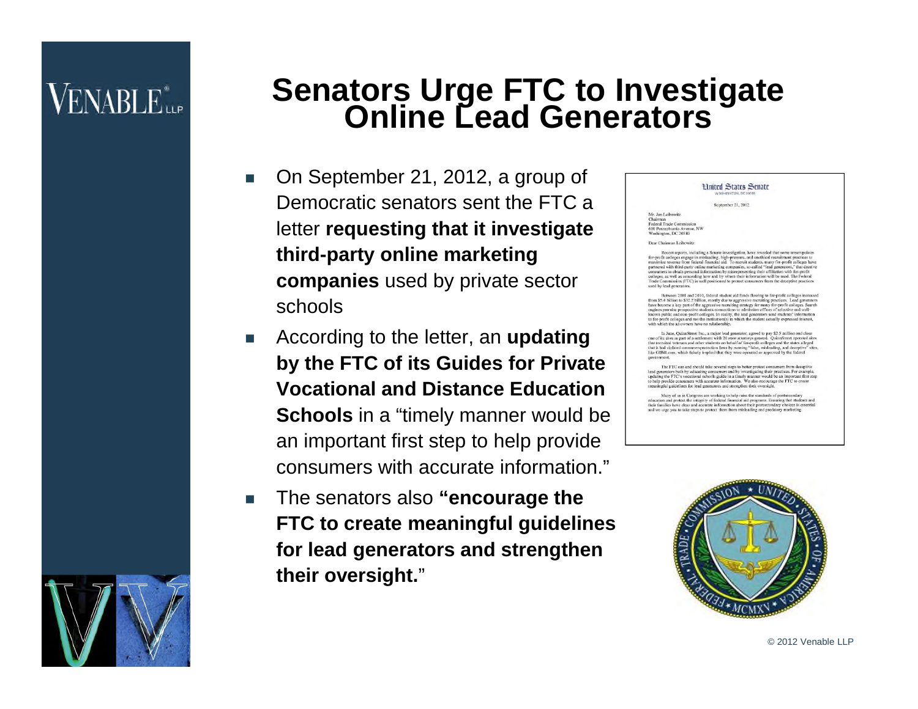# Senators Urge FTC to Investigate Online Lead Generators

- On September 21, 2012, a group of Democratic senators sent the FTC a letter **requesting that it investigate third-party online marketing companies** used by private sector schools
- According to the letter, an **updating by the FTC of its Guides for Private Vocational and Distance Education Schools** in a "timely manner would be an important first step to help provide consumers with accurate information."
- The senators also **"encourage the FTC to create meaningful guidelines for lead generators and strengthen their oversight.**"

United States Senate
WASHINGTON, DC 20510

September 21, 2012

Mr. Jon Leibowitz
Chairman
Federal Trade Commission
600 Pennsylvania Avenue, NW
Washington, DC 20580

Dear Chairman Leibowitz:

Recent reports, including a Senate investigation, have revealed that some unscrupulous for-profit colleges engage in misleading, high-pressure, and unethical recruitment practices to maximize revenue from federal financial aid. To recruit students, many for-profit colleges have partnered with third-party online marketing companies, so-called "lead generators," that deceive consumers to obtain personal information by misrepresenting their affiliation with for-profit colleges, as well as concealing how and by whom their information will be used. The Federal Trade Commission (FTC) is well positioned to protect consumers from the deceptive practices used by lead generators.

Between 2001 and 2010, federal student aid funds flowing to for-profit colleges increased from $5.4 billion to $32.2 billion, mostly due to aggressive recruiting practices. Lead generators have become a key part of the aggressive recruiting strategy for many for-profit colleges. Search engines provide prospective students connections to admission offices of selective and well-known public and non-profit colleges. In reality, the lead generators send students' information to for-profit colleges and not the institution(s) in which the student actually expressed interest, with which the ad owners have no relationship.

In June, QuinStreet Inc., a major lead generator, agreed to pay $2.5 million and close one of its sites as part of a settlement with 20 state attorneys general. QuinStreet operated sites that recruited veterans and other students on behalf of for-profit colleges and the states alleged that it had violated consumer-protection laws by running "false, misleading, and deceptive" sites, like GIBill.com, which falsely implied that they were operated or approved by the federal government.

The FTC can and should take several steps to better protect consumers from deceptive lead generators both by educating consumers and by investigating their practices. For example, updating the FTC's vocational schools guide in a timely manner would be an important first step to help provide consumers with accurate information. We also encourage the FTC to create meaningful guidelines for lead generators and strengthen their oversight.

Many of us in Congress are working to help raise the standards of postsecondary education and protect the integrity of federal financial aid programs. Ensuring that students and their families have clear and accurate information about their postsecondary choices is essential and we urge you to take steps to protect them from misleading and predatory marketing.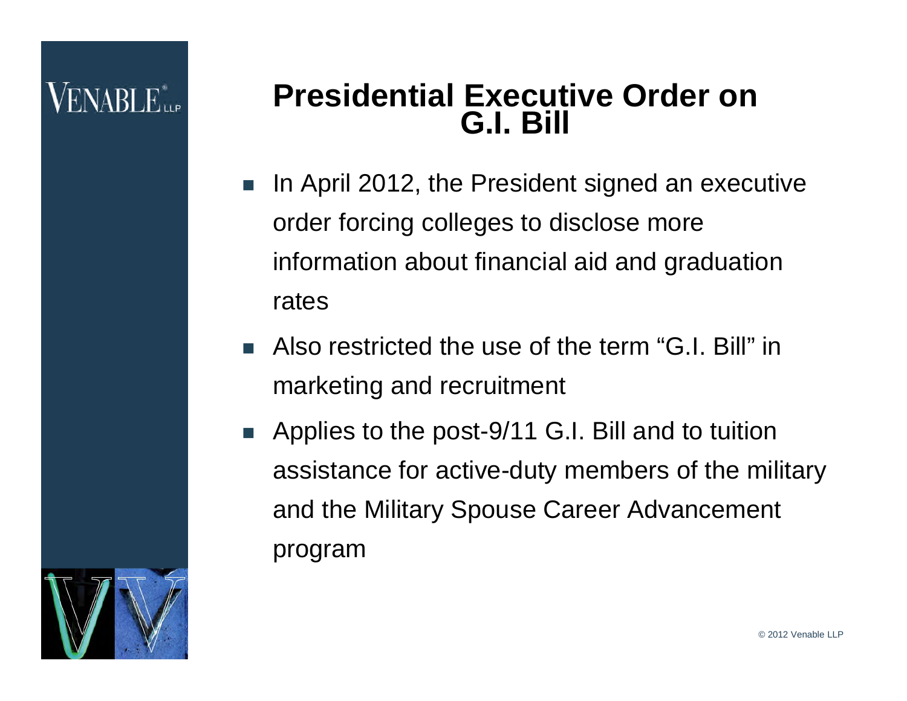# Presidential Executive Order on G.I. Bill

- In April 2012, the President signed an executive order forcing colleges to disclose more information about financial aid and graduation rates
- Also restricted the use of the term "G.I. Bill" in marketing and recruitment
- Applies to the post-9/11 G.I. Bill and to tuition assistance for active-duty members of the military and the Military Spouse Career Advancement program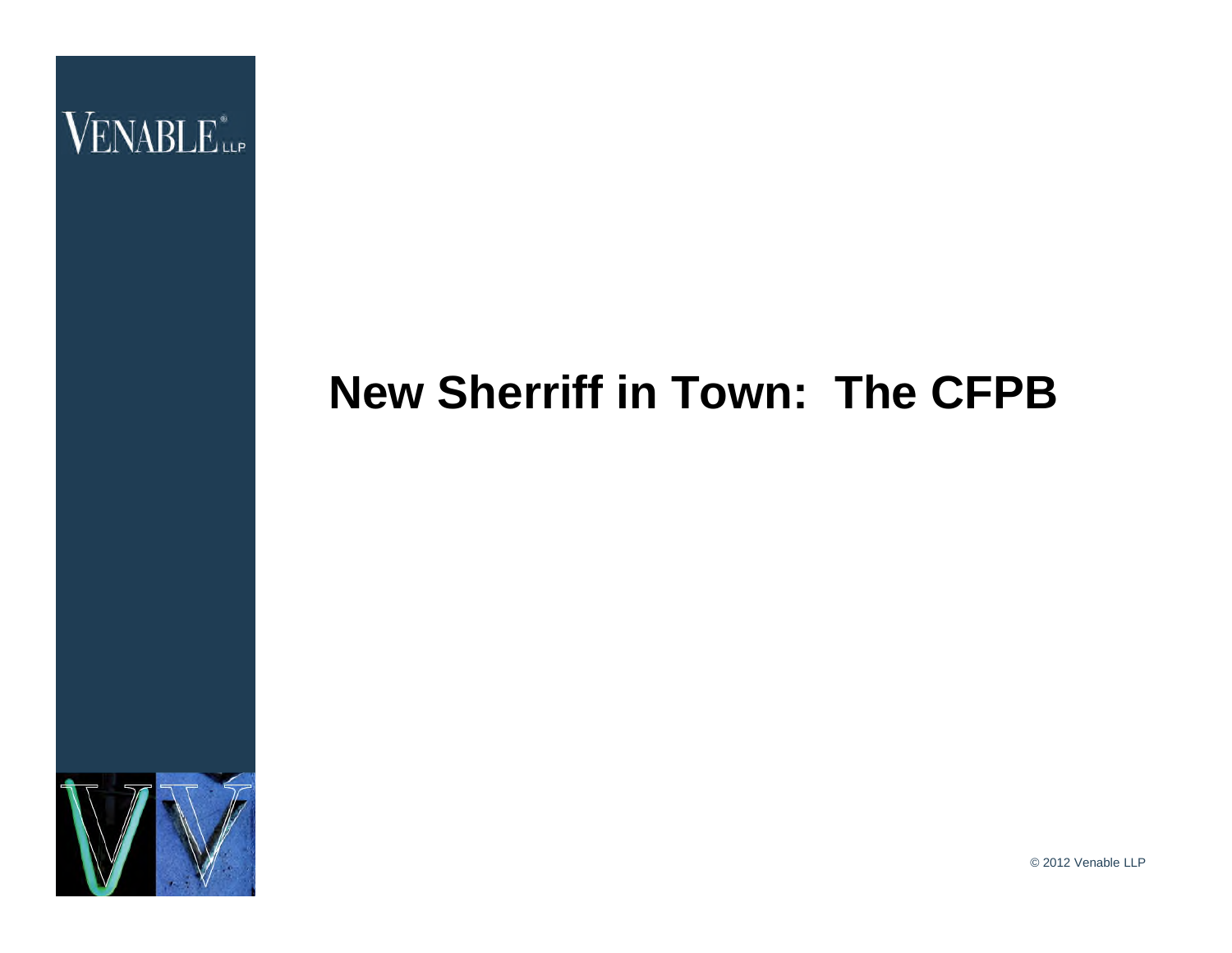# New Sherriff in Town: The CFPB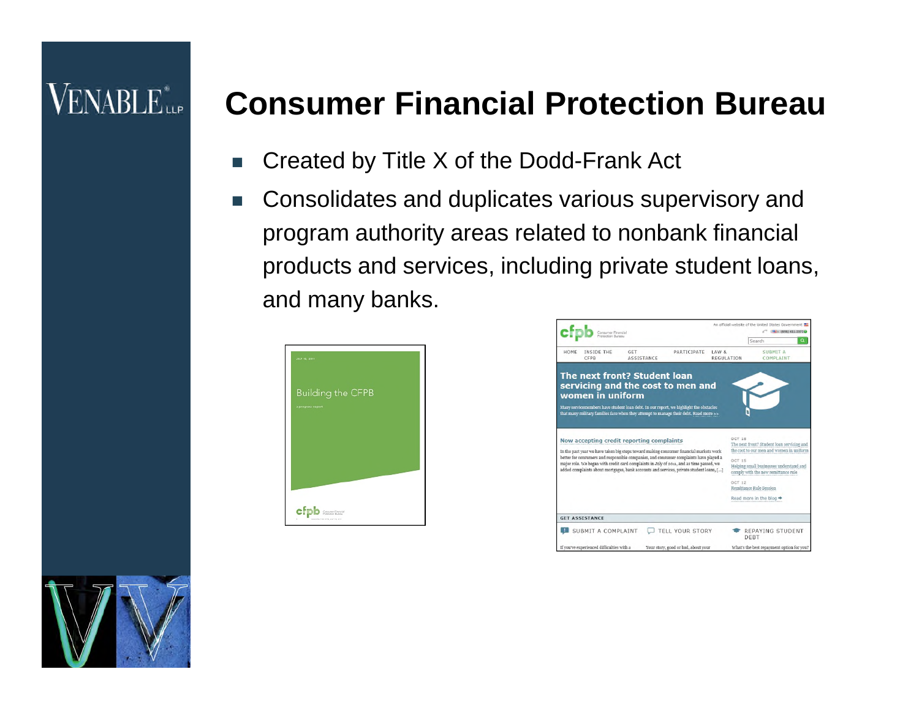# Consumer Financial Protection Bureau

- Created by Title X of the Dodd-Frank Act
- Consolidates and duplicates various supervisory and program authority areas related to nonbank financial products and services, including private student loans, and many banks.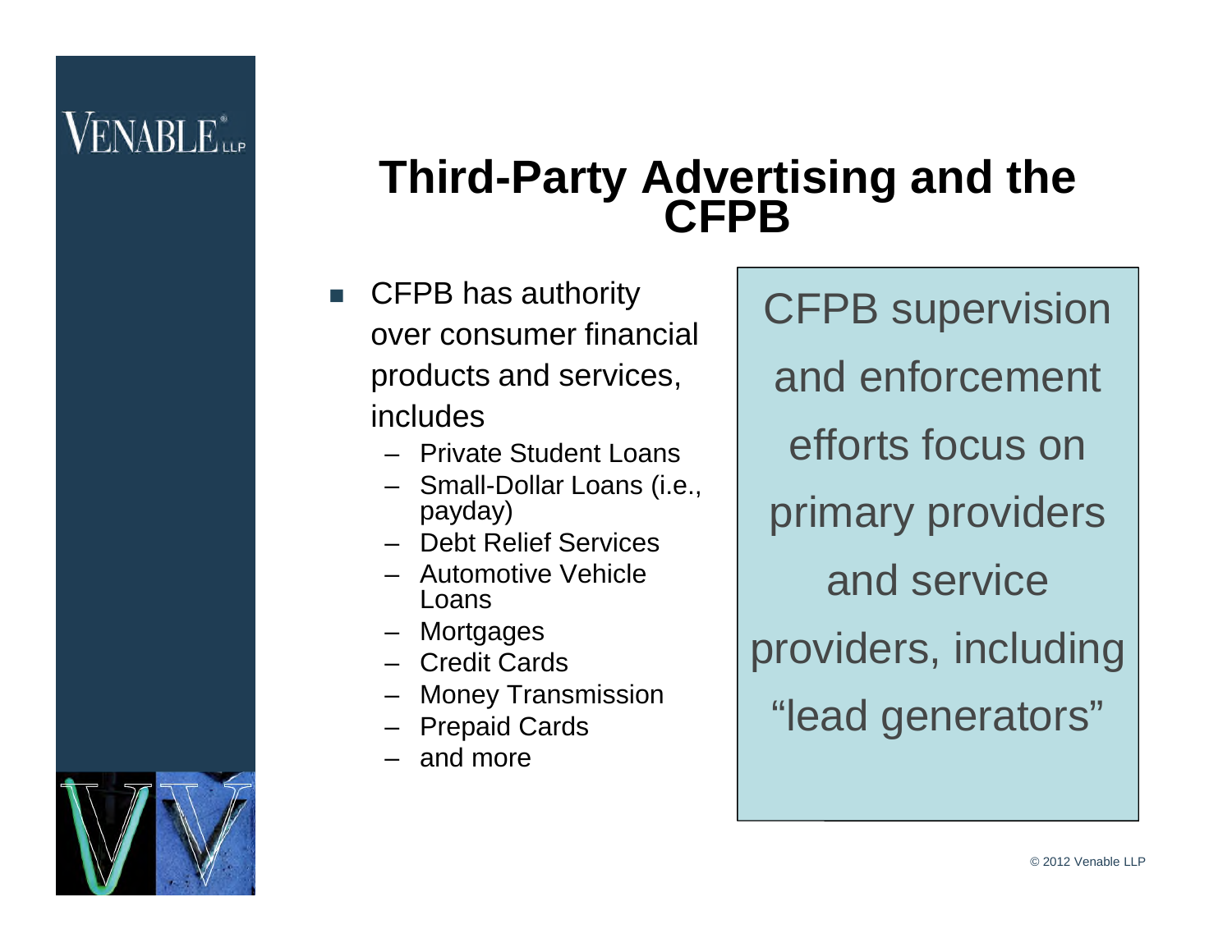# Third-Party Advertising and the CFPB

- CFPB has authority over consumer financial products and services, includes
  - Private Student Loans
  - Small-Dollar Loans (i.e., payday)
  - Debt Relief Services
  - Automotive Vehicle Loans
  - Mortgages
  - Credit Cards
  - Money Transmission
  - Prepaid Cards
  - and more

CFPB supervision and enforcement efforts focus on primary providers and service providers, including "lead generators"

© 2012 Venable LLP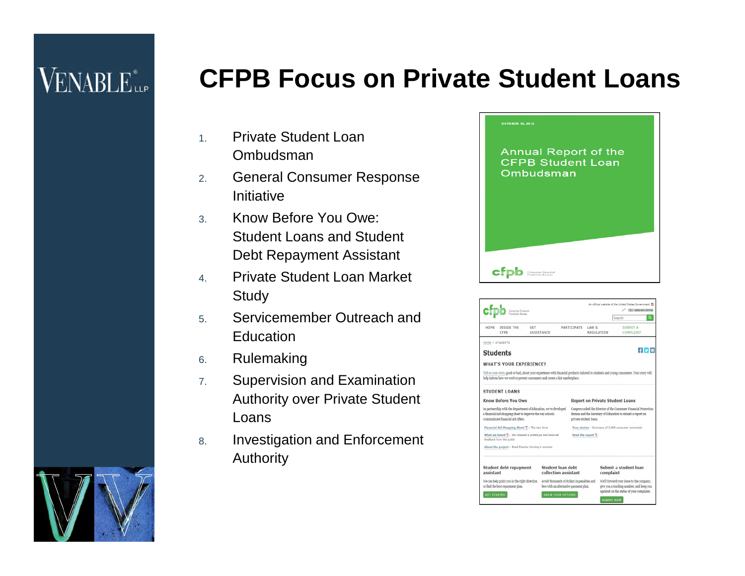# CFPB Focus on Private Student Loans

1. Private Student Loan Ombudsman
2. General Consumer Response Initiative
3. Know Before You Owe: Student Loans and Student Debt Repayment Assistant
4. Private Student Loan Market Study
5. Servicemember Outreach and Education
6. Rulemaking
7. Supervision and Examination Authority over Private Student Loans
8. Investigation and Enforcement Authority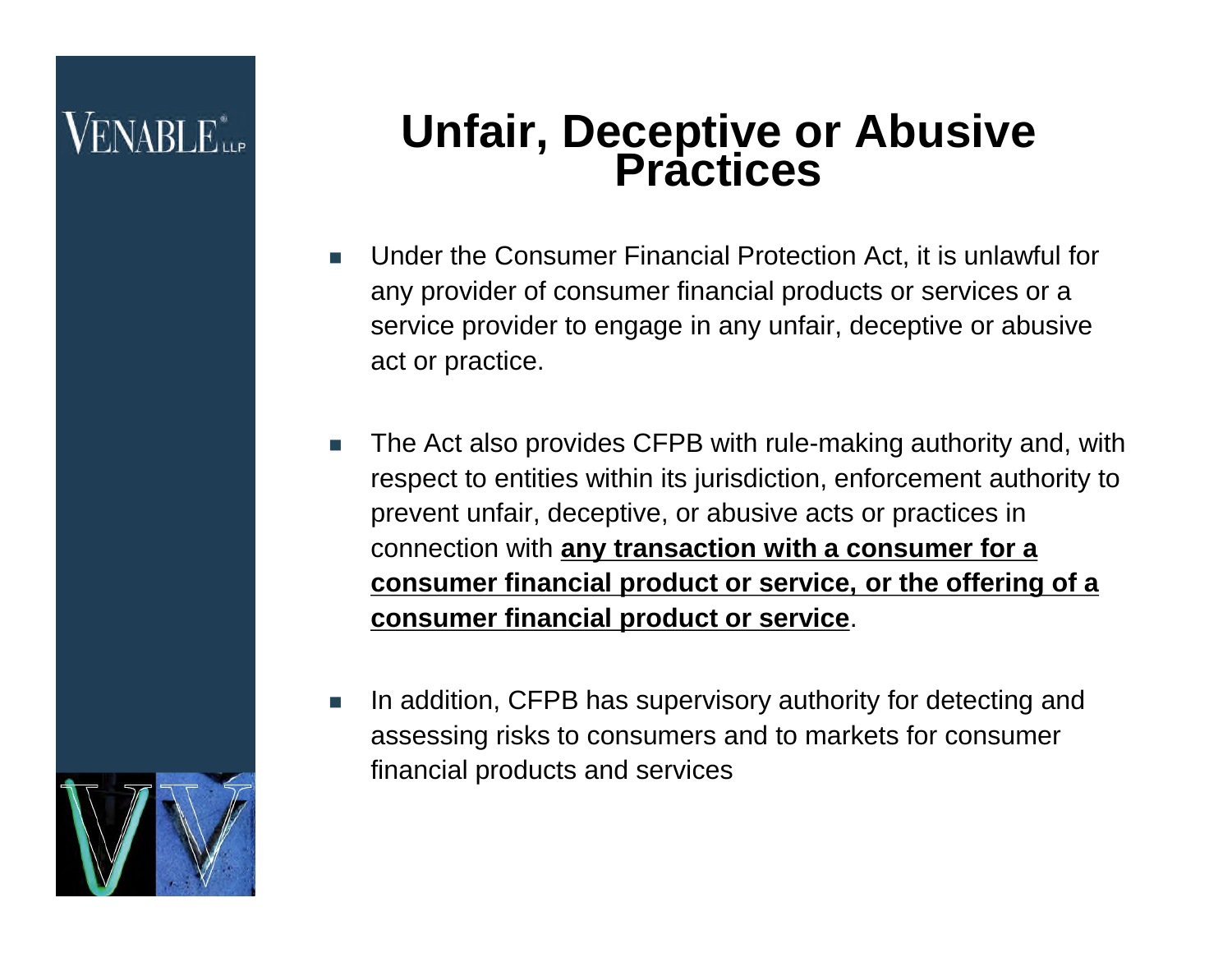# Unfair, Deceptive or Abusive Practices

- Under the Consumer Financial Protection Act, it is unlawful for any provider of consumer financial products or services or a service provider to engage in any unfair, deceptive or abusive act or practice.

- The Act also provides CFPB with rule-making authority and, with respect to entities within its jurisdiction, enforcement authority to prevent unfair, deceptive, or abusive acts or practices in connection with **<u>any transaction with a consumer for a consumer financial product or service, or the offering of a consumer financial product or service</u>**.

- In addition, CFPB has supervisory authority for detecting and assessing risks to consumers and to markets for consumer financial products and services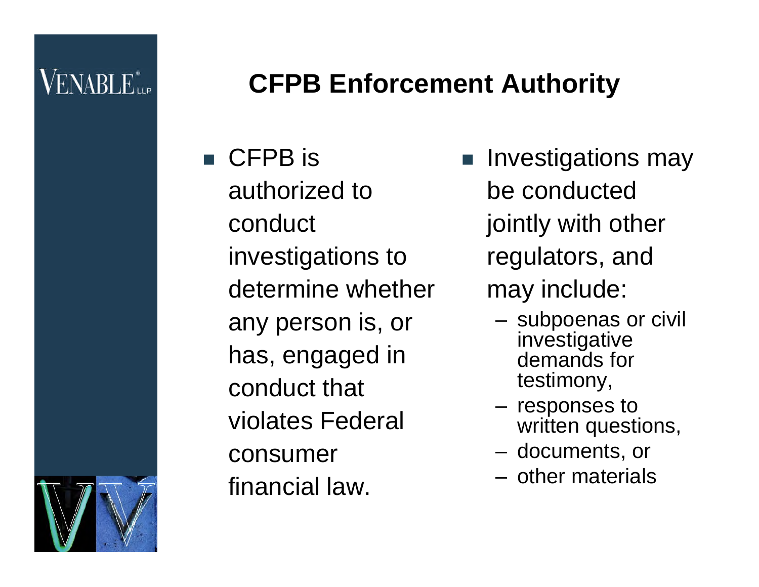# CFPB Enforcement Authority

- CFPB is authorized to conduct investigations to determine whether any person is, or has, engaged in conduct that violates Federal consumer financial law.

- Investigations may be conducted jointly with other regulators, and may include:
  - subpoenas or civil investigative demands for testimony,
  - responses to written questions,
  - documents, or
  - other materials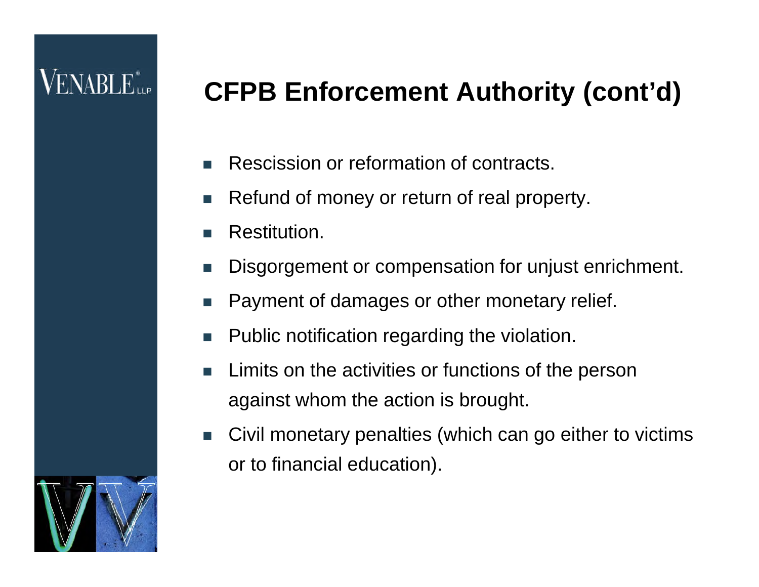# CFPB Enforcement Authority (cont'd)

- Rescission or reformation of contracts.
- Refund of money or return of real property.
- Restitution.
- Disgorgement or compensation for unjust enrichment.
- Payment of damages or other monetary relief.
- Public notification regarding the violation.
- Limits on the activities or functions of the person against whom the action is brought.
- Civil monetary penalties (which can go either to victims or to financial education).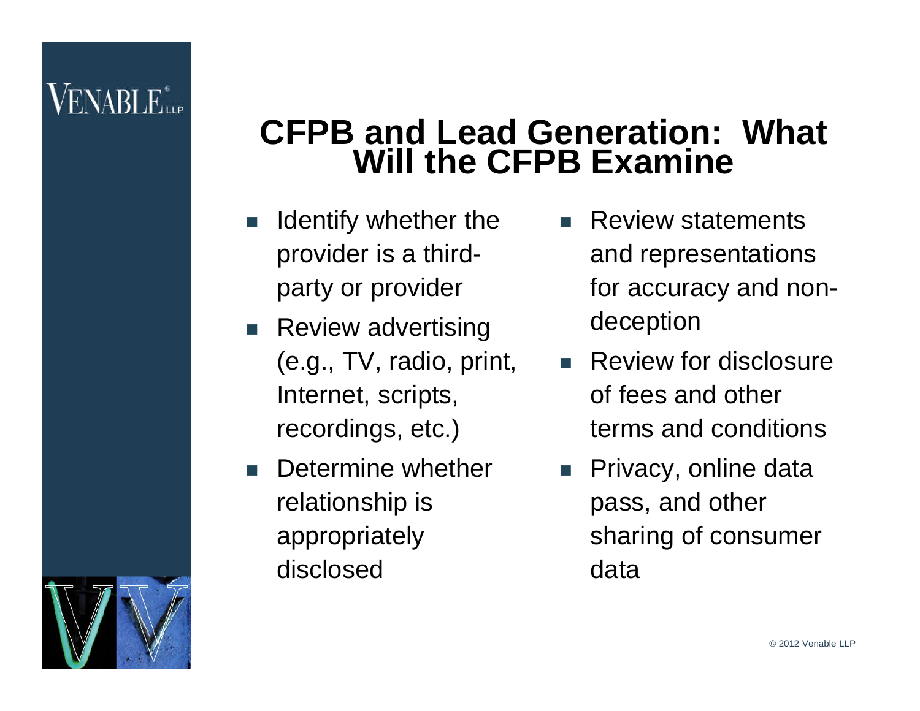# CFPB and Lead Generation: What Will the CFPB Examine

- Identify whether the provider is a third-party or provider
- Review advertising (e.g., TV, radio, print, Internet, scripts, recordings, etc.)
- Determine whether relationship is appropriately disclosed
- Review statements and representations for accuracy and non-deception
- Review for disclosure of fees and other terms and conditions
- Privacy, online data pass, and other sharing of consumer data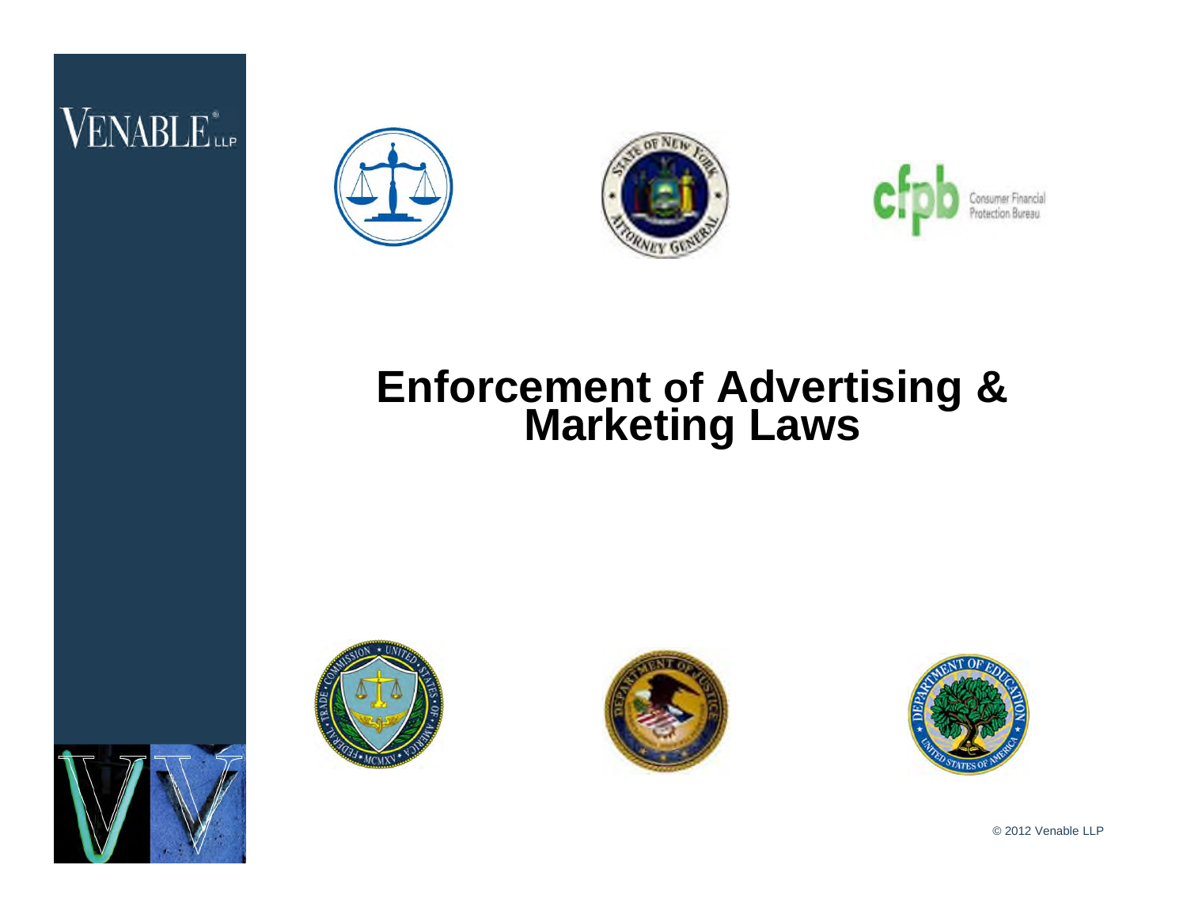# Enforcement of Advertising & Marketing Laws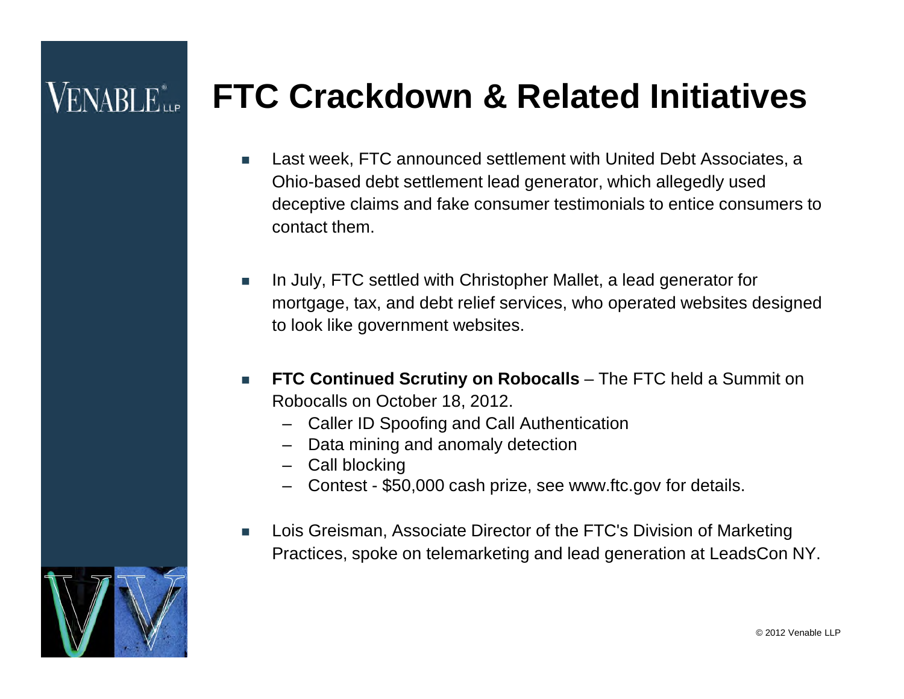# FTC Crackdown & Related Initiatives

- Last week, FTC announced settlement with United Debt Associates, a Ohio-based debt settlement lead generator, which allegedly used deceptive claims and fake consumer testimonials to entice consumers to contact them.

- In July, FTC settled with Christopher Mallet, a lead generator for mortgage, tax, and debt relief services, who operated websites designed to look like government websites.

- **FTC Continued Scrutiny on Robocalls** – The FTC held a Summit on Robocalls on October 18, 2012.
  - Caller ID Spoofing and Call Authentication
  - Data mining and anomaly detection
  - Call blocking
  - Contest - $50,000 cash prize, see www.ftc.gov for details.

- Lois Greisman, Associate Director of the FTC's Division of Marketing Practices, spoke on telemarketing and lead generation at LeadsCon NY.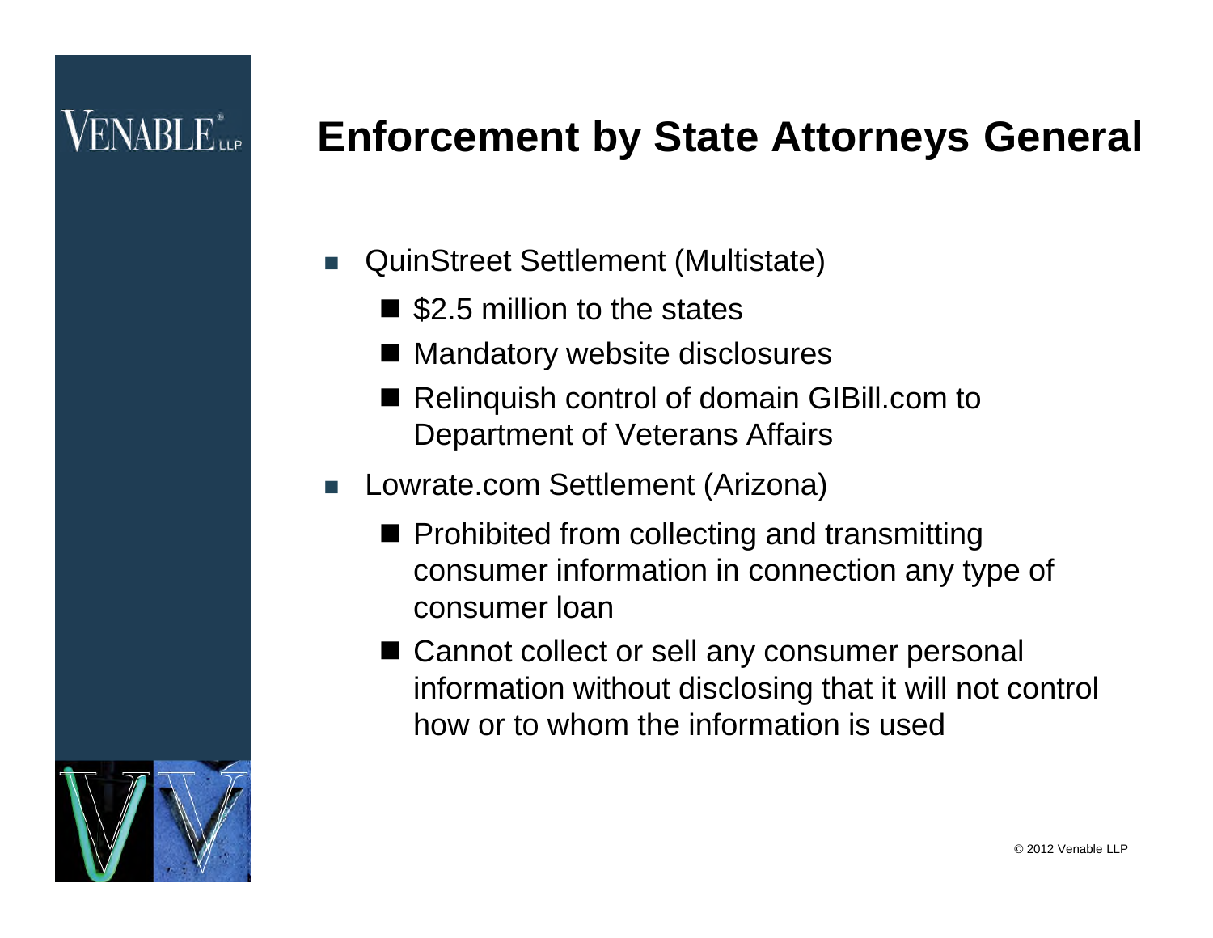# Enforcement by State Attorneys General

- QuinStreet Settlement (Multistate)
  - $2.5 million to the states
  - Mandatory website disclosures
  - Relinquish control of domain GIBill.com to Department of Veterans Affairs
- Lowrate.com Settlement (Arizona)
  - Prohibited from collecting and transmitting consumer information in connection any type of consumer loan
  - Cannot collect or sell any consumer personal information without disclosing that it will not control how or to whom the information is used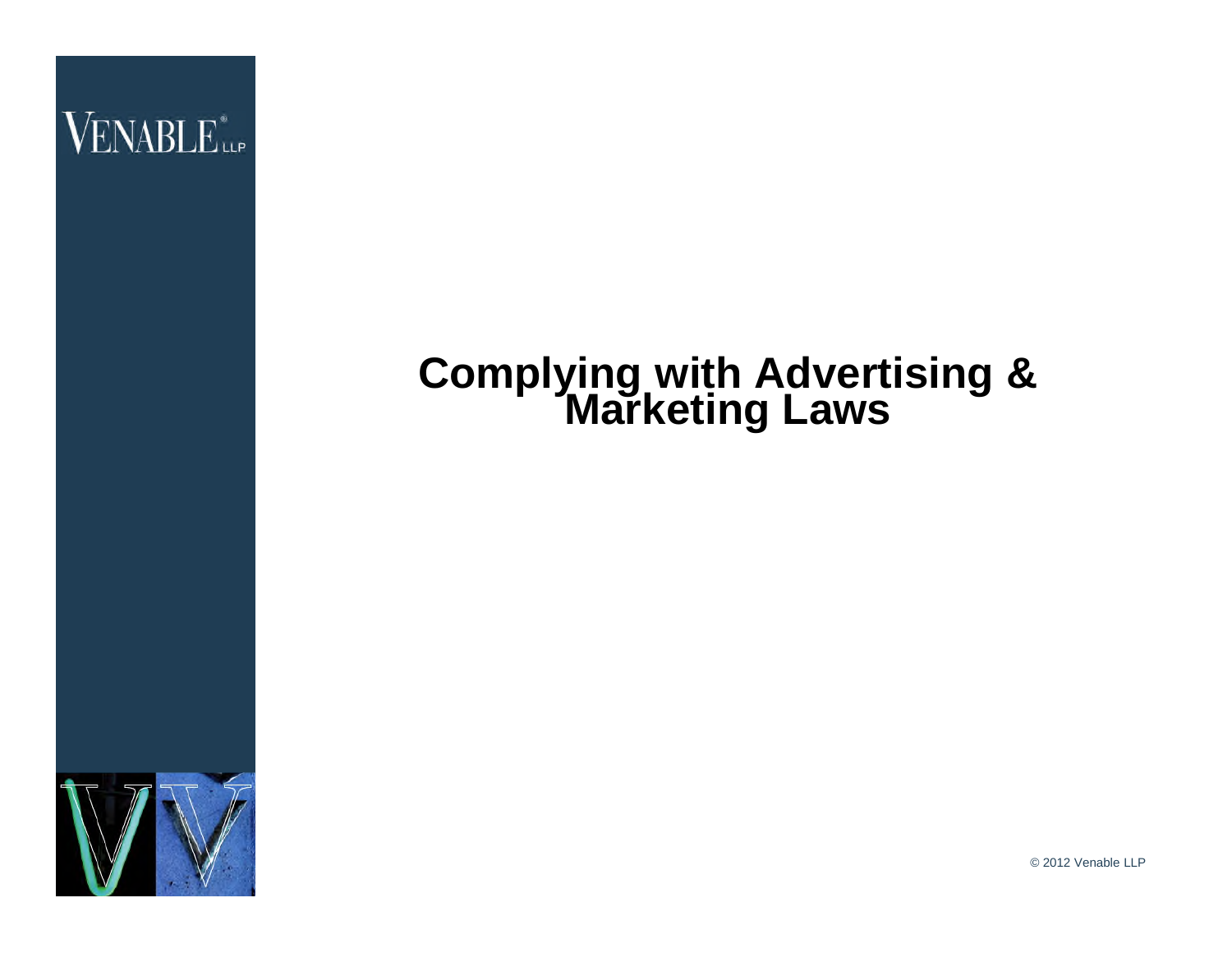# Complying with Advertising & Marketing Laws

© 2012 Venable LLP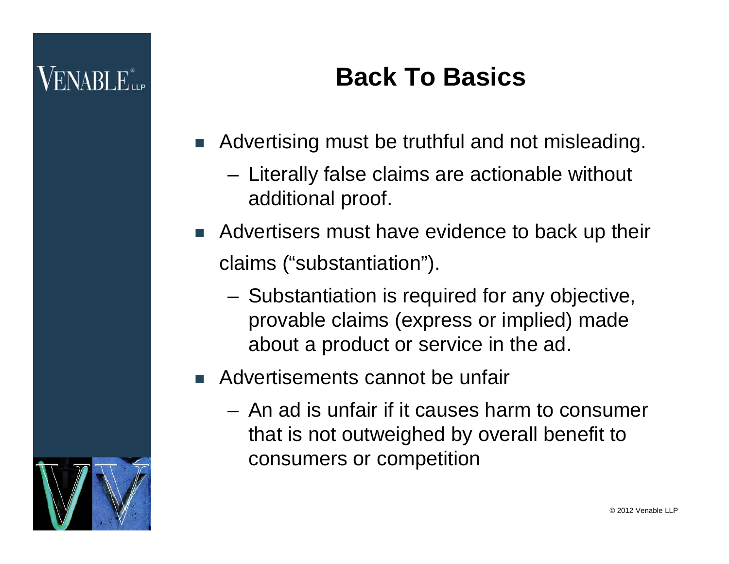# Back To Basics

- Advertising must be truthful and not misleading.
  - Literally false claims are actionable without additional proof.
- Advertisers must have evidence to back up their claims ("substantiation").
  - Substantiation is required for any objective, provable claims (express or implied) made about a product or service in the ad.
- Advertisements cannot be unfair
  - An ad is unfair if it causes harm to consumer that is not outweighed by overall benefit to consumers or competition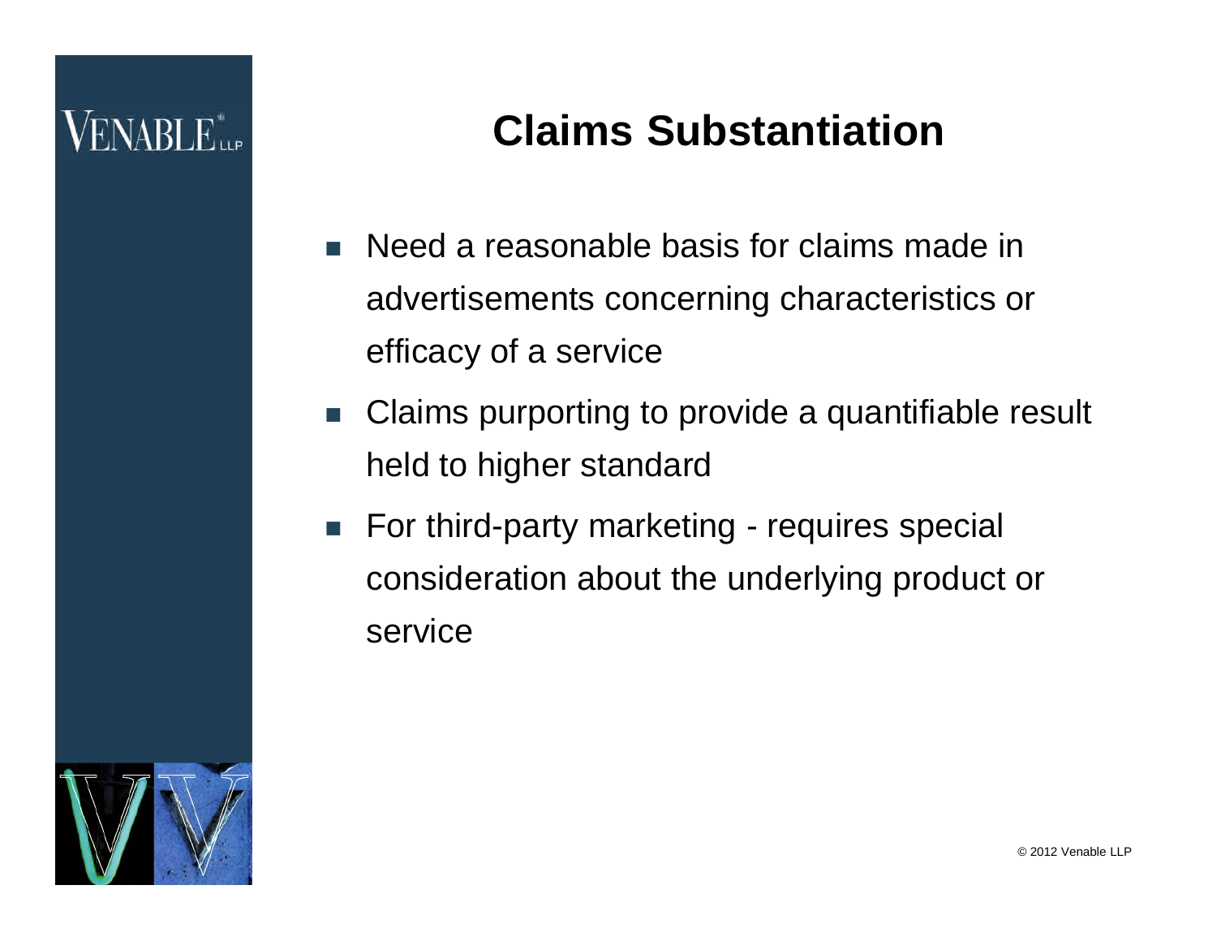# Claims Substantiation

- Need a reasonable basis for claims made in advertisements concerning characteristics or efficacy of a service
- Claims purporting to provide a quantifiable result held to higher standard
- For third-party marketing - requires special consideration about the underlying product or service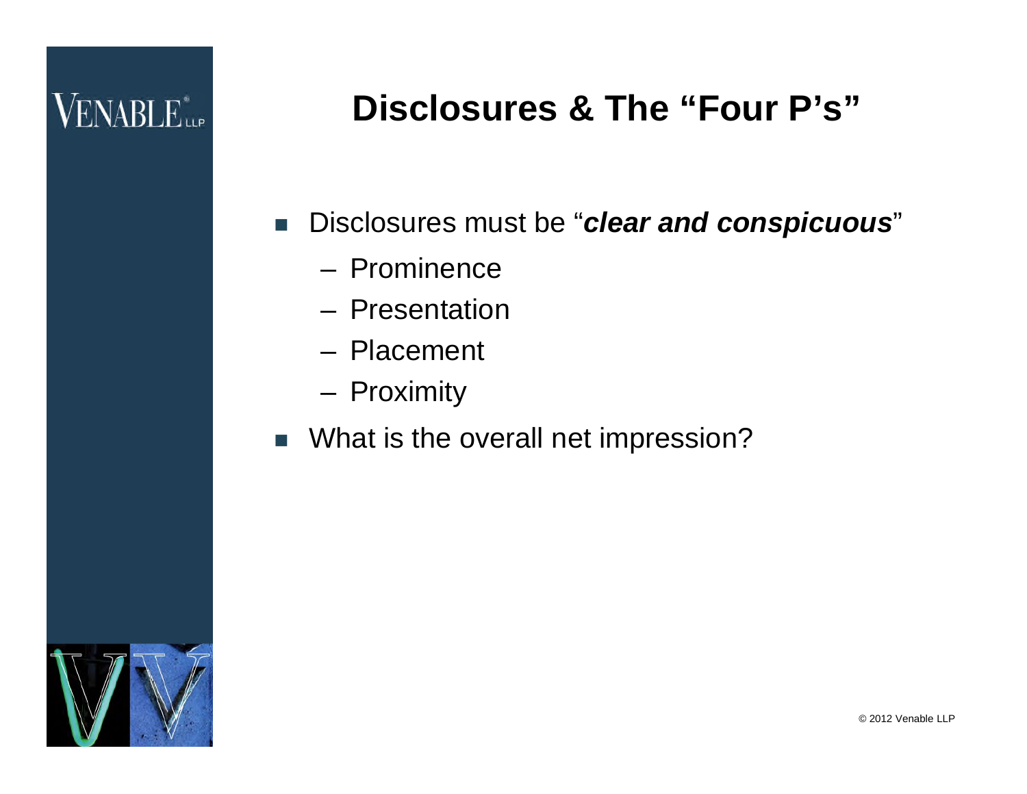# Disclosures & The "Four P's"

- Disclosures must be "***clear and conspicuous***"
  - Prominence
  - Presentation
  - Placement
  - Proximity
- What is the overall net impression?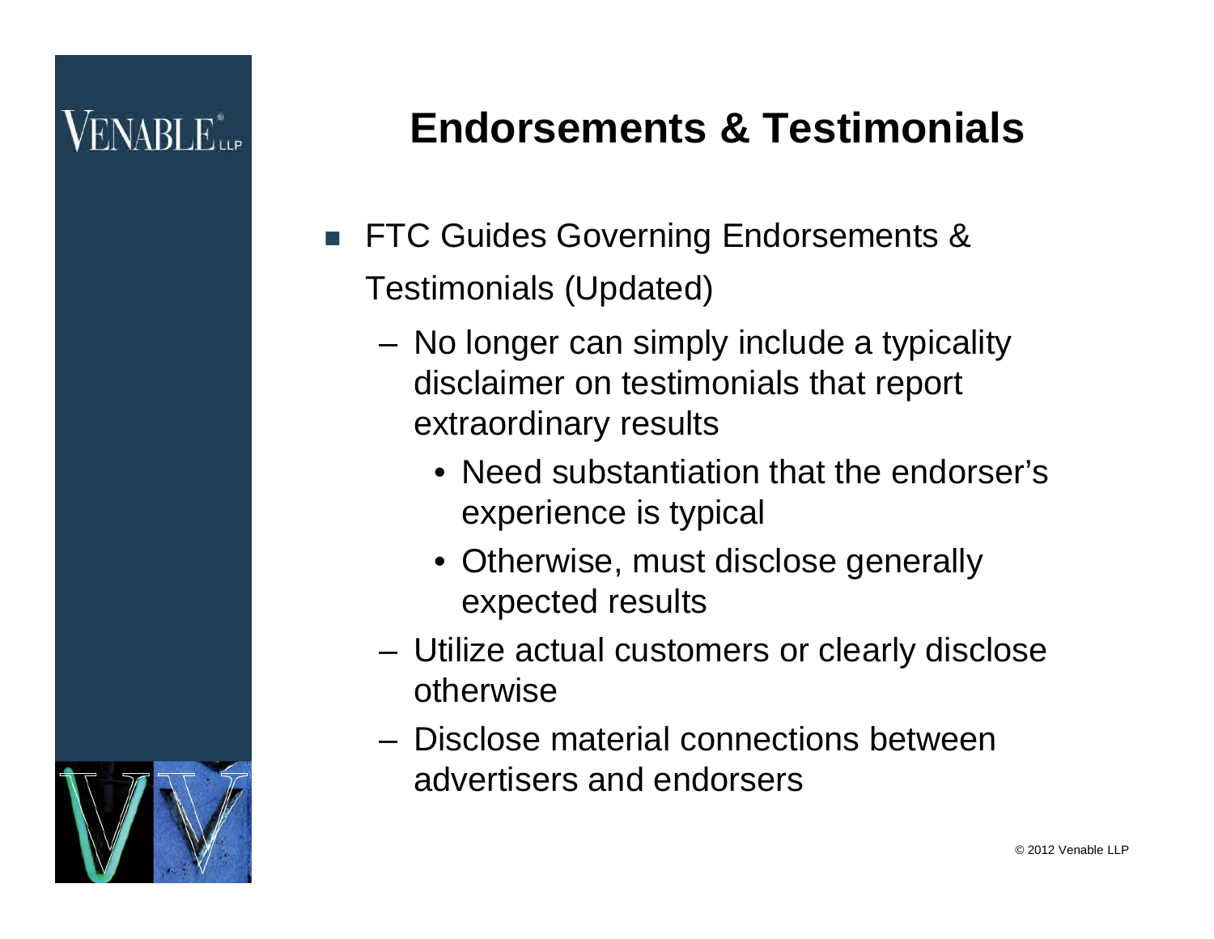# Endorsements & Testimonials

- FTC Guides Governing Endorsements & Testimonials (Updated)
  - No longer can simply include a typicality disclaimer on testimonials that report extraordinary results
    - Need substantiation that the endorser's experience is typical
    - Otherwise, must disclose generally expected results
  - Utilize actual customers or clearly disclose otherwise
  - Disclose material connections between advertisers and endorsers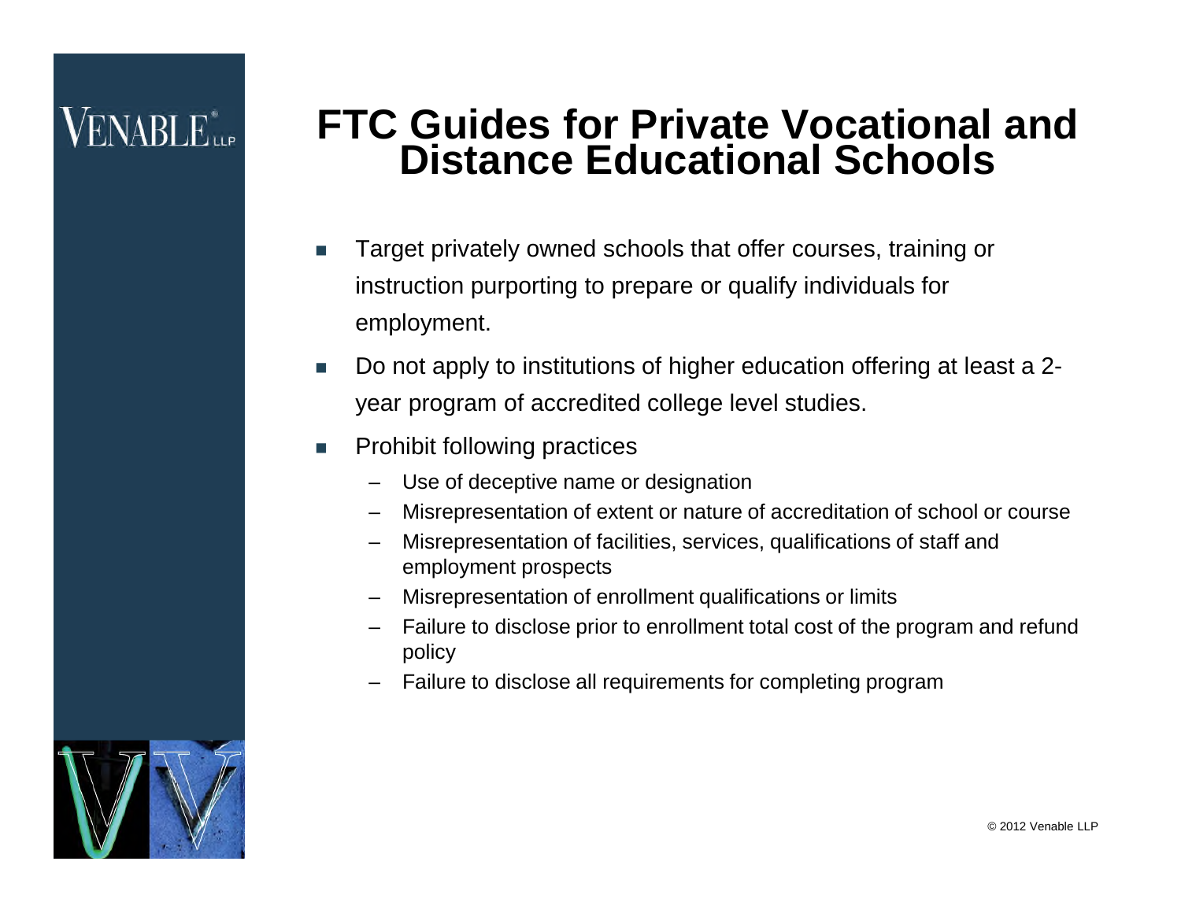# FTC Guides for Private Vocational and Distance Educational Schools

- Target privately owned schools that offer courses, training or instruction purporting to prepare or qualify individuals for employment.
- Do not apply to institutions of higher education offering at least a 2-year program of accredited college level studies.
- Prohibit following practices
  - Use of deceptive name or designation
  - Misrepresentation of extent or nature of accreditation of school or course
  - Misrepresentation of facilities, services, qualifications of staff and employment prospects
  - Misrepresentation of enrollment qualifications or limits
  - Failure to disclose prior to enrollment total cost of the program and refund policy
  - Failure to disclose all requirements for completing program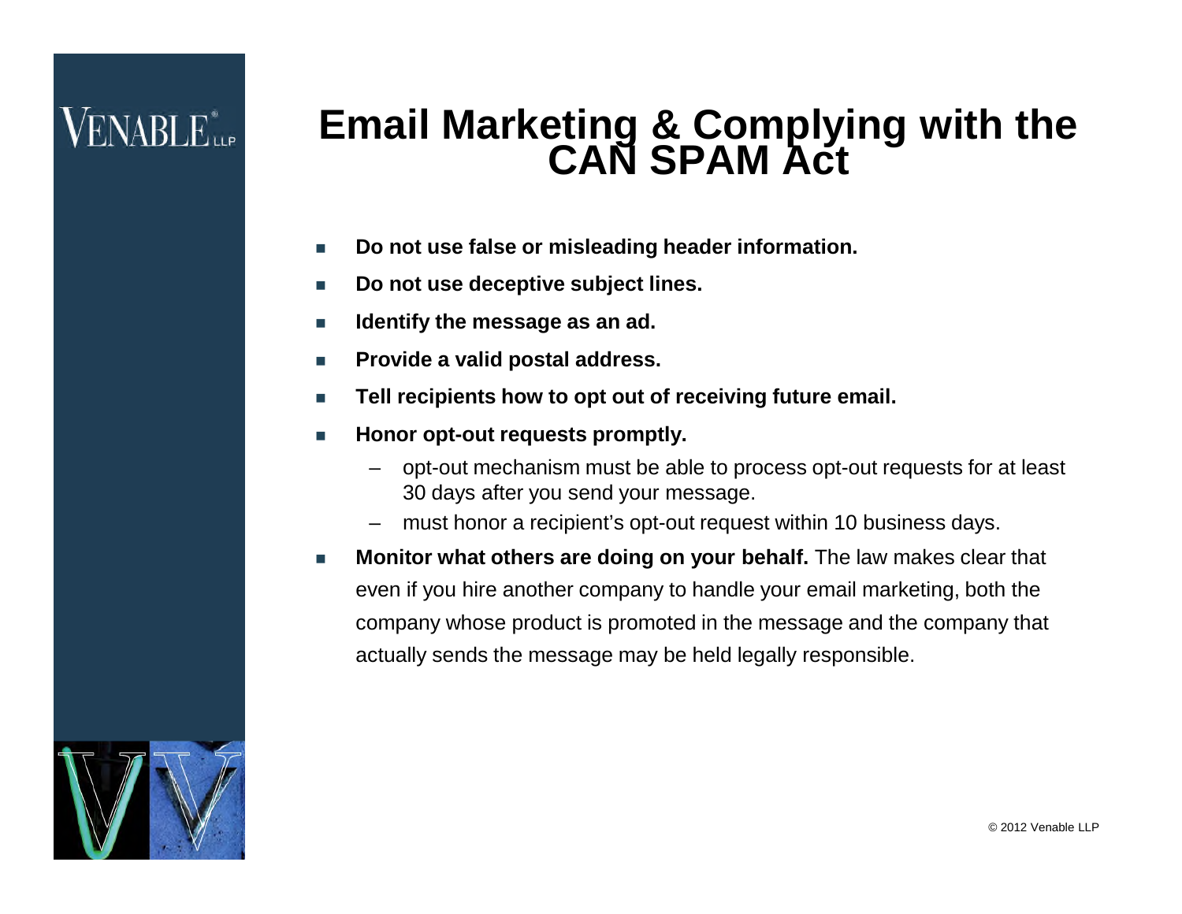# Email Marketing & Complying with the CAN SPAM Act

- **Do not use false or misleading header information.**
- **Do not use deceptive subject lines.**
- **Identify the message as an ad.**
- **Provide a valid postal address.**
- **Tell recipients how to opt out of receiving future email.**
- **Honor opt-out requests promptly.**
  - opt-out mechanism must be able to process opt-out requests for at least 30 days after you send your message.
  - must honor a recipient's opt-out request within 10 business days.
- **Monitor what others are doing on your behalf.** The law makes clear that even if you hire another company to handle your email marketing, both the company whose product is promoted in the message and the company that actually sends the message may be held legally responsible.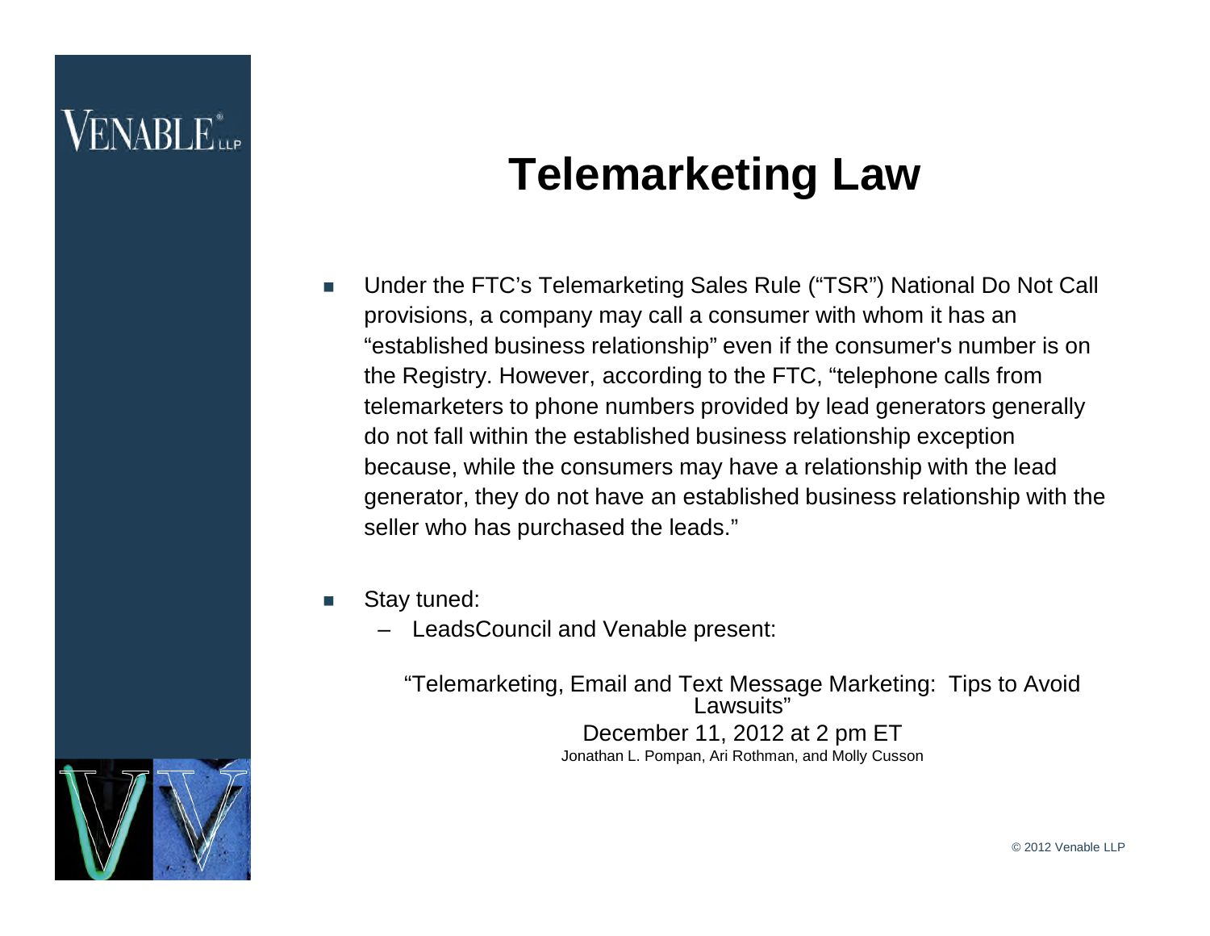# Telemarketing Law

- Under the FTC's Telemarketing Sales Rule ("TSR") National Do Not Call provisions, a company may call a consumer with whom it has an "established business relationship" even if the consumer's number is on the Registry. However, according to the FTC, "telephone calls from telemarketers to phone numbers provided by lead generators generally do not fall within the established business relationship exception because, while the consumers may have a relationship with the lead generator, they do not have an established business relationship with the seller who has purchased the leads."

- Stay tuned:
  - LeadsCouncil and Venable present:

"Telemarketing, Email and Text Message Marketing: Tips to Avoid Lawsuits"

December 11, 2012 at 2 pm ET

Jonathan L. Pompan, Ari Rothman, and Molly Cusson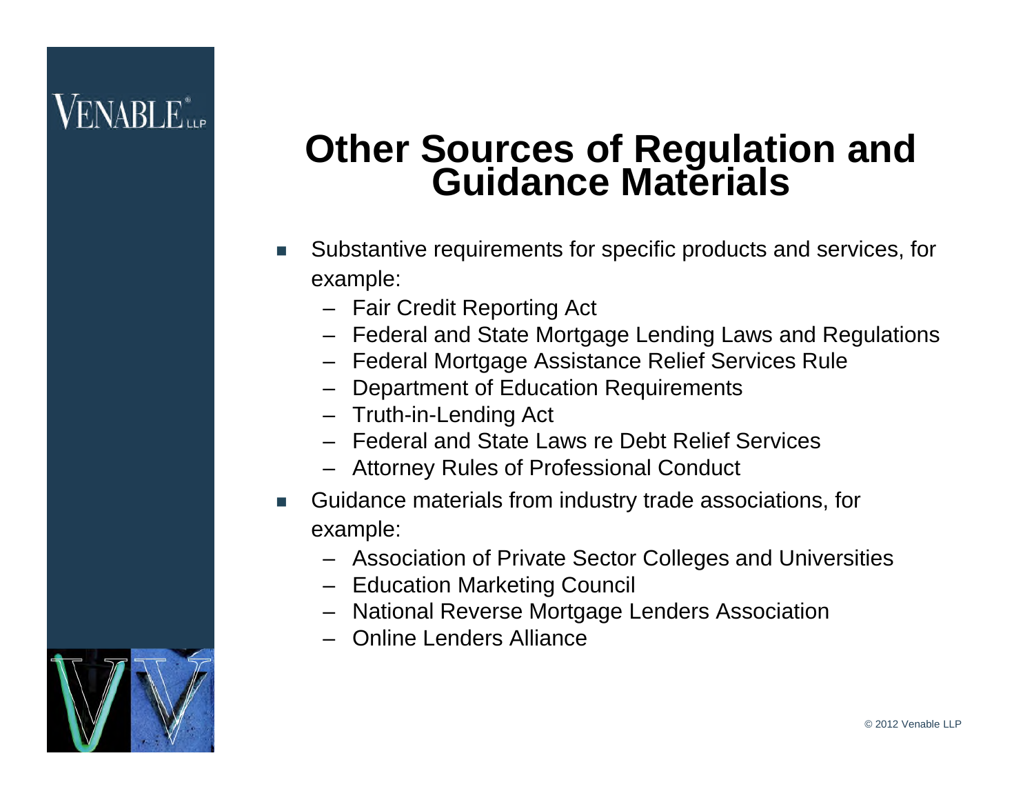# Other Sources of Regulation and Guidance Materials

- Substantive requirements for specific products and services, for example:
  - Fair Credit Reporting Act
  - Federal and State Mortgage Lending Laws and Regulations
  - Federal Mortgage Assistance Relief Services Rule
  - Department of Education Requirements
  - Truth-in-Lending Act
  - Federal and State Laws re Debt Relief Services
  - Attorney Rules of Professional Conduct
- Guidance materials from industry trade associations, for example:
  - Association of Private Sector Colleges and Universities
  - Education Marketing Council
  - National Reverse Mortgage Lenders Association
  - Online Lenders Alliance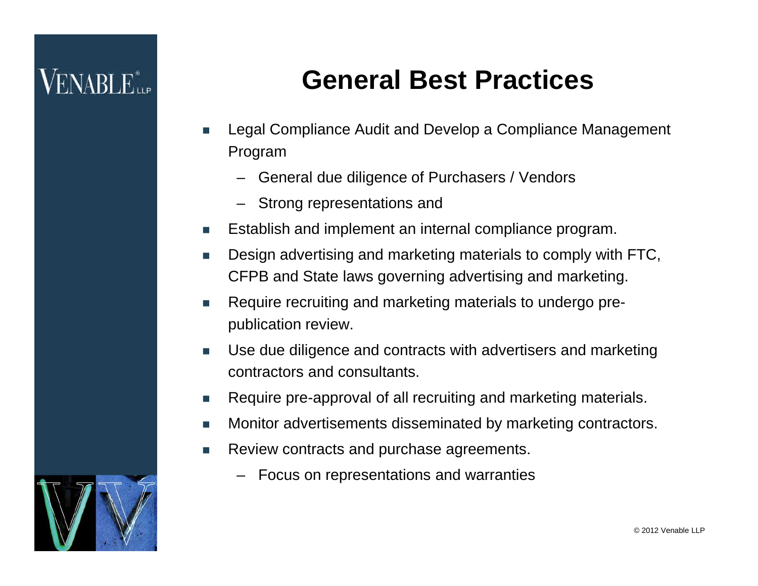# General Best Practices

- Legal Compliance Audit and Develop a Compliance Management Program
  - General due diligence of Purchasers / Vendors
  - Strong representations and
- Establish and implement an internal compliance program.
- Design advertising and marketing materials to comply with FTC, CFPB and State laws governing advertising and marketing.
- Require recruiting and marketing materials to undergo pre-publication review.
- Use due diligence and contracts with advertisers and marketing contractors and consultants.
- Require pre-approval of all recruiting and marketing materials.
- Monitor advertisements disseminated by marketing contractors.
- Review contracts and purchase agreements.
  - Focus on representations and warranties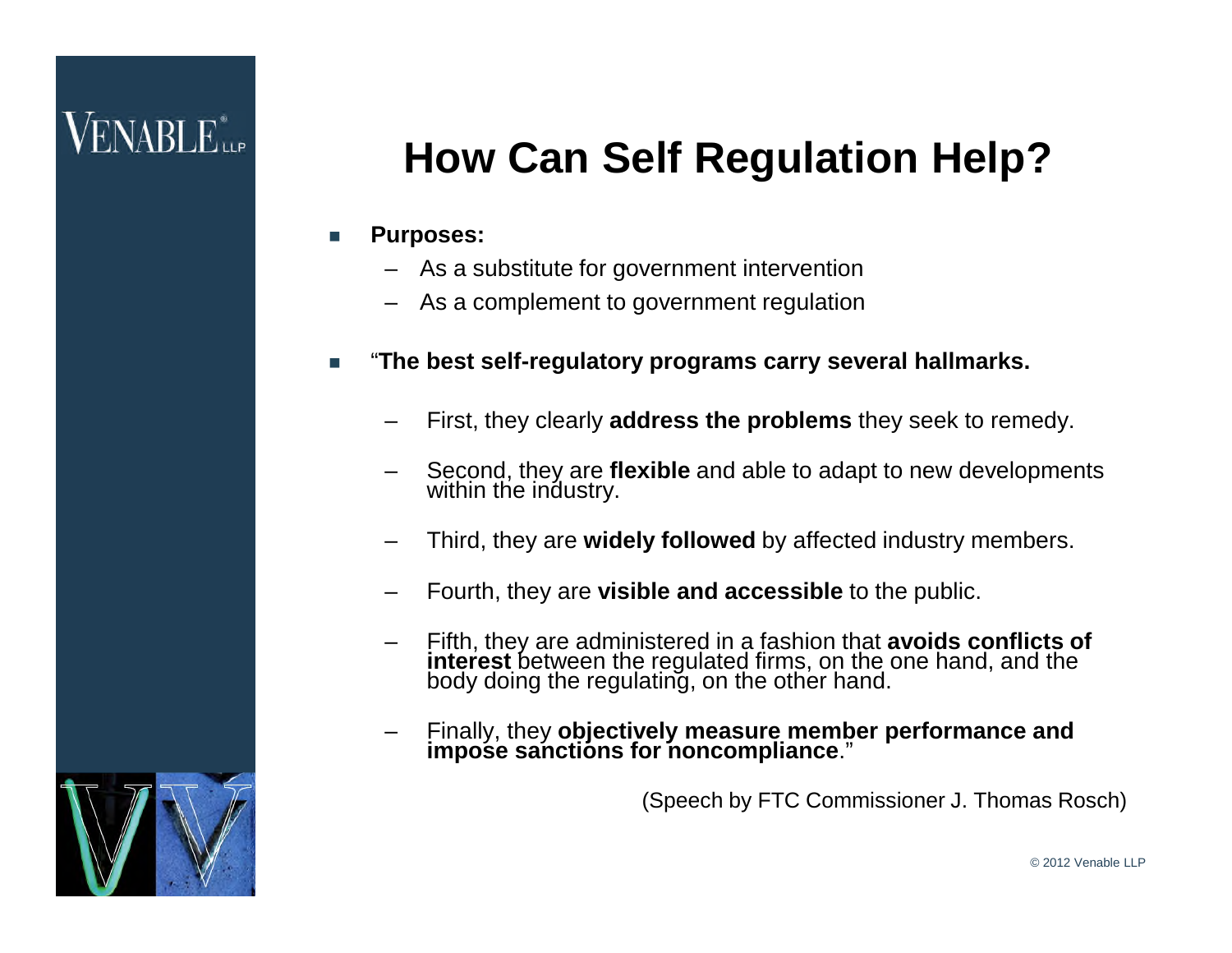# How Can Self Regulation Help?

- **Purposes:**
  - As a substitute for government intervention
  - As a complement to government regulation

- "**The best self-regulatory programs carry several hallmarks.**
  - First, they clearly **address the problems** they seek to remedy.
  - Second, they are **flexible** and able to adapt to new developments within the industry.
  - Third, they are **widely followed** by affected industry members.
  - Fourth, they are **visible and accessible** to the public.
  - Fifth, they are administered in a fashion that **avoids conflicts of interest** between the regulated firms, on the one hand, and the body doing the regulating, on the other hand.
  - Finally, they **objectively measure member performance and impose sanctions for noncompliance**."

(Speech by FTC Commissioner J. Thomas Rosch)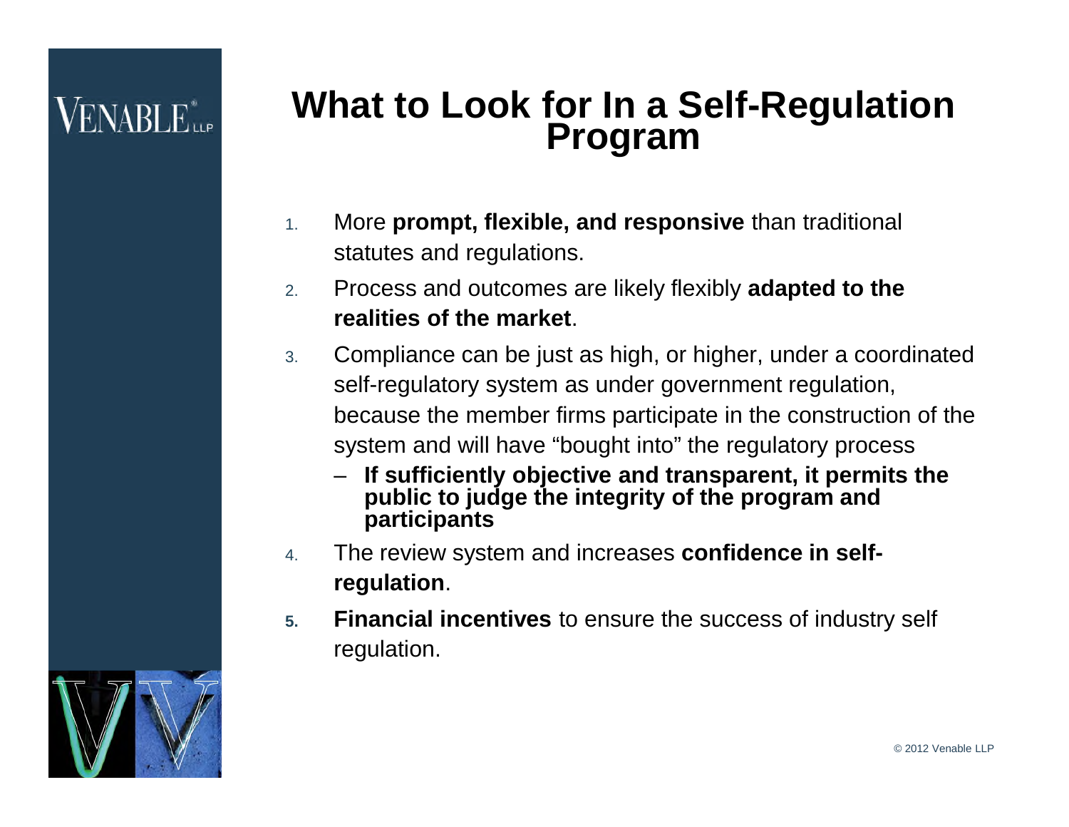# What to Look for In a Self-Regulation Program

1. More **prompt, flexible, and responsive** than traditional statutes and regulations.
2. Process and outcomes are likely flexibly **adapted to the realities of the market**.
3. Compliance can be just as high, or higher, under a coordinated self-regulatory system as under government regulation, because the member firms participate in the construction of the system and will have "bought into" the regulatory process
   - **If sufficiently objective and transparent, it permits the public to judge the integrity of the program and participants**
4. The review system and increases **confidence in self-regulation**.
5. **Financial incentives** to ensure the success of industry self regulation.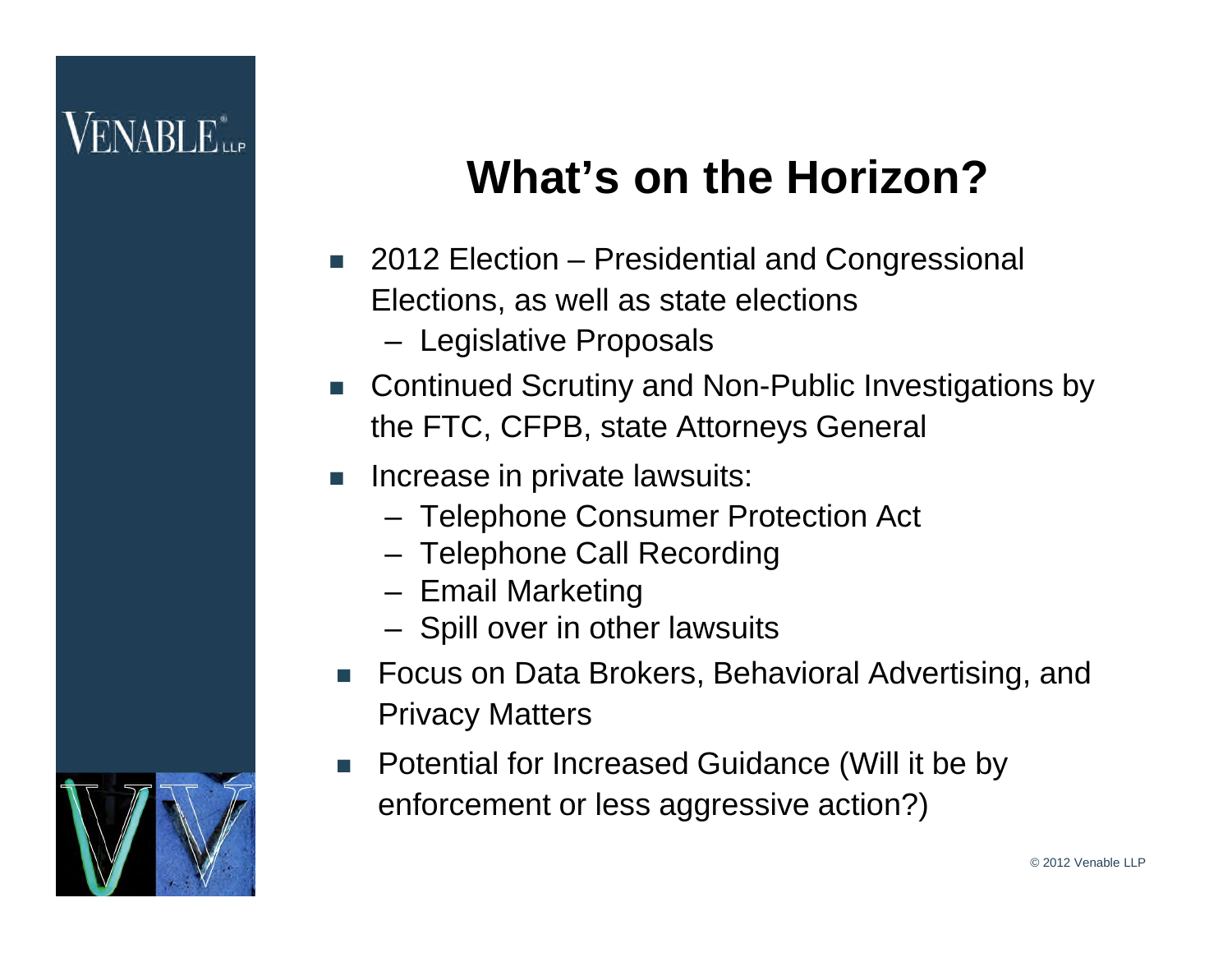# What's on the Horizon?

- 2012 Election – Presidential and Congressional Elections, as well as state elections
  - Legislative Proposals
- Continued Scrutiny and Non-Public Investigations by the FTC, CFPB, state Attorneys General
- Increase in private lawsuits:
  - Telephone Consumer Protection Act
  - Telephone Call Recording
  - Email Marketing
  - Spill over in other lawsuits
- Focus on Data Brokers, Behavioral Advertising, and Privacy Matters
- Potential for Increased Guidance (Will it be by enforcement or less aggressive action?)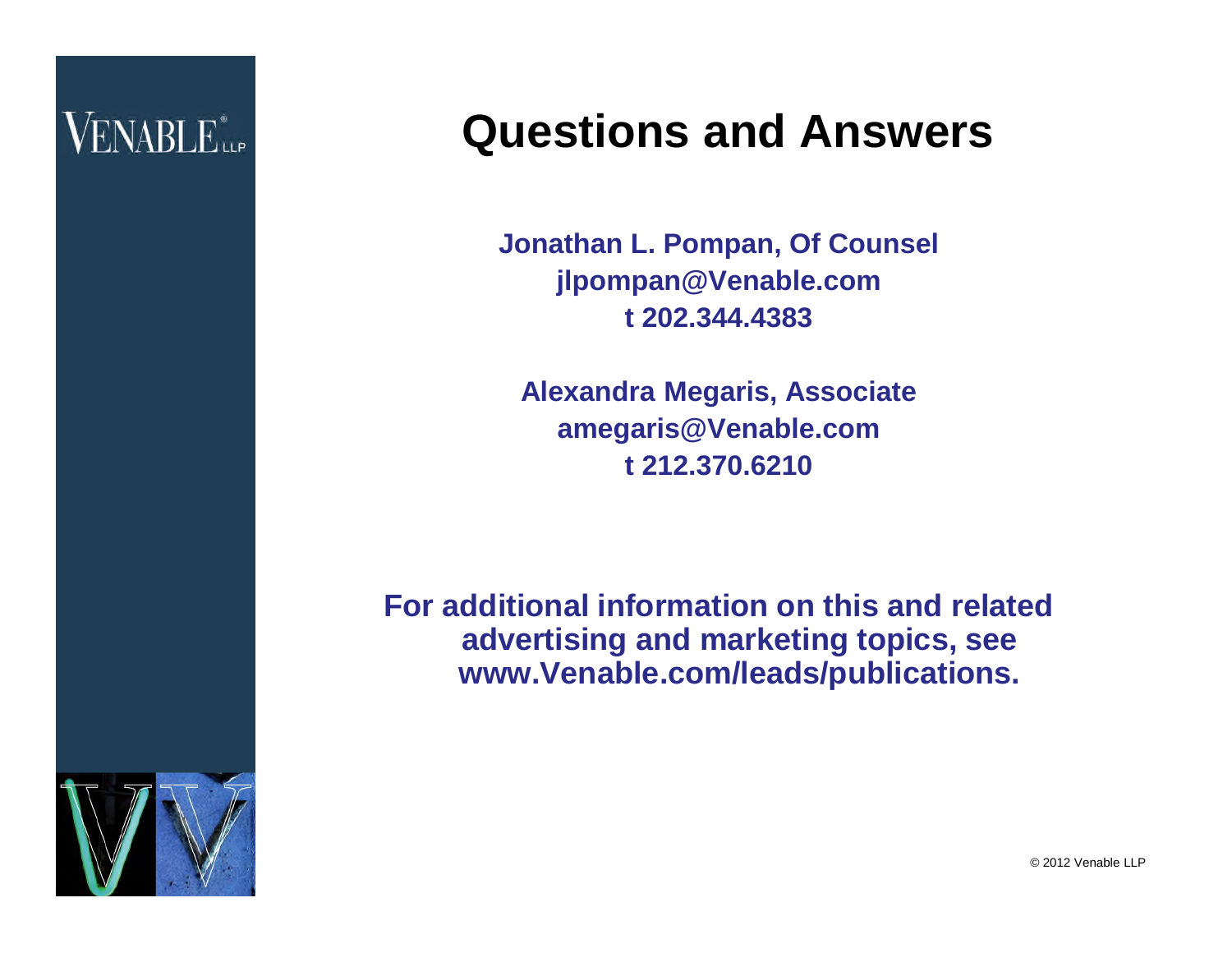# Questions and Answers

**Jonathan L. Pompan, Of Counsel**
**jlpompan@Venable.com**
**t 202.344.4383**

**Alexandra Megaris, Associate**
**amegaris@Venable.com**
**t 212.370.6210**

**For additional information on this and related advertising and marketing topics, see www.Venable.com/leads/publications.**

© 2012 Venable LLP